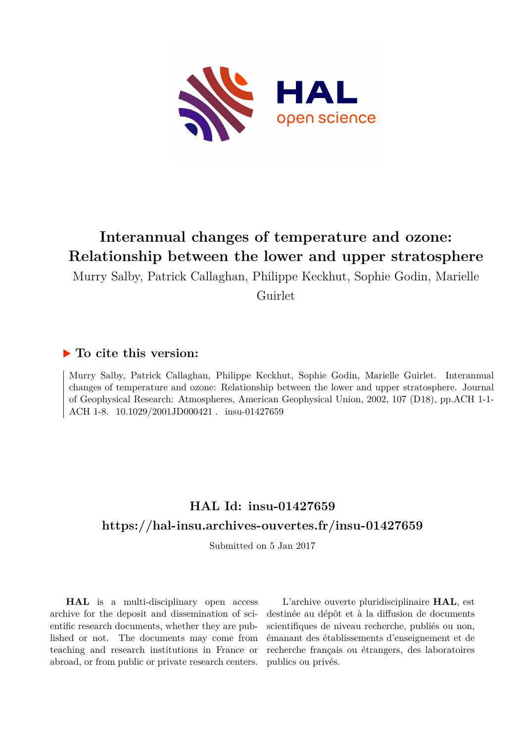# Interannual changes of temperature and ozone: Relationship between the lower and upper stratosphere

Murry Salby, Patrick Callaghan, Philippe Keckhut, Sophie Godin, Marielle Guirlet

## ▶ To cite this version:

Murry Salby, Patrick Callaghan, Philippe Keckhut, Sophie Godin, Marielle Guirlet. Interannual changes of temperature and ozone: Relationship between the lower and upper stratosphere. Journal of Geophysical Research: Atmospheres, American Geophysical Union, 2002, 107 (D18), pp.ACH 1-1-ACH 1-8. 10.1029/2001JD000421 . insu-01427659

## HAL Id: insu-01427659

## https://hal-insu.archives-ouvertes.fr/insu-01427659

Submitted on 5 Jan 2017

**HAL** is a multi-disciplinary open access archive for the deposit and dissemination of scientific research documents, whether they are published or not. The documents may come from teaching and research institutions in France or abroad, or from public or private research centers.

L'archive ouverte pluridisciplinaire **HAL**, est destinée au dépôt et à la diffusion de documents scientifiques de niveau recherche, publiés ou non, émanant des établissements d'enseignement et de recherche français ou étrangers, des laboratoires publics ou privés.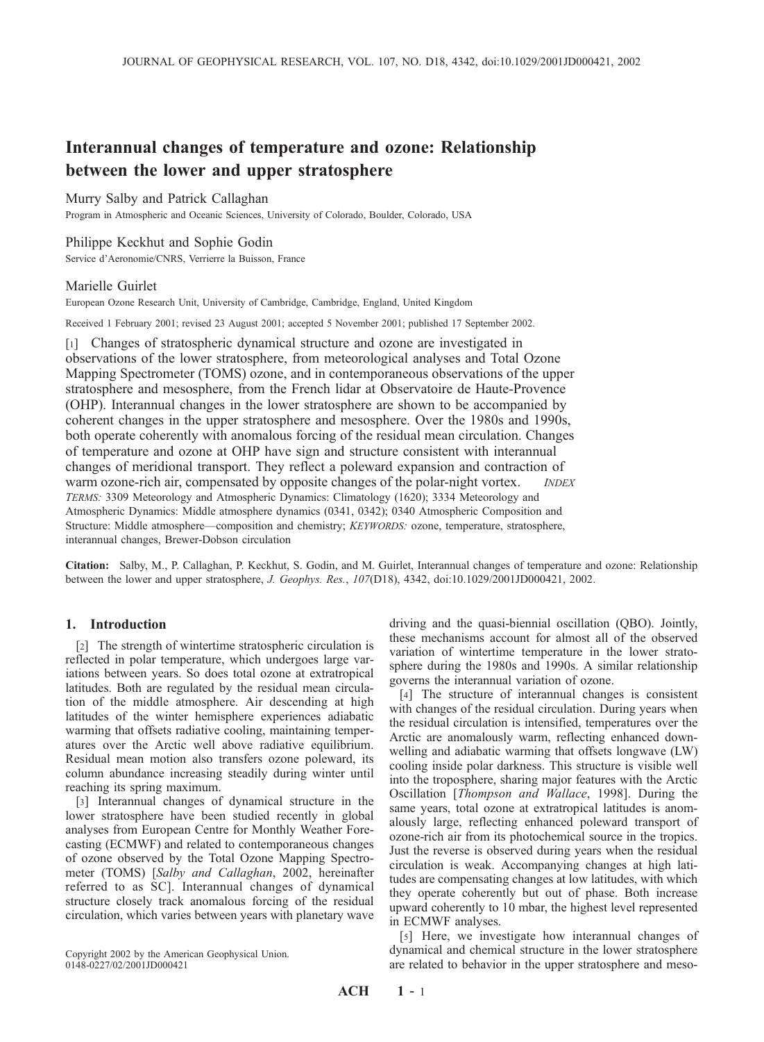# Interannual changes of temperature and ozone: Relationship between the lower and upper stratosphere

Murry Salby and Patrick Callaghan

Program in Atmospheric and Oceanic Sciences, University of Colorado, Boulder, Colorado, USA

Philippe Keckhut and Sophie Godin

Service d'Aeronomie/CNRS, Verrierre la Buisson, France

Marielle Guirlet

European Ozone Research Unit, University of Cambridge, Cambridge, England, United Kingdom

Received 1 February 2001; revised 23 August 2001; accepted 5 November 2001; published 17 September 2002.

[1] Changes of stratospheric dynamical structure and ozone are investigated in observations of the lower stratosphere, from meteorological analyses and Total Ozone Mapping Spectrometer (TOMS) ozone, and in contemporaneous observations of the upper stratosphere and mesosphere, from the French lidar at Observatoire de Haute-Provence (OHP). Interannual changes in the lower stratosphere are shown to be accompanied by coherent changes in the upper stratosphere and mesosphere. Over the 1980s and 1990s, both operate coherently with anomalous forcing of the residual mean circulation. Changes of temperature and ozone at OHP have sign and structure consistent with interannual changes of meridional transport. They reflect a poleward expansion and contraction of warm ozone-rich air, compensated by opposite changes of the polar-night vortex. *INDEX TERMS:* 3309 Meteorology and Atmospheric Dynamics: Climatology (1620); 3334 Meteorology and Atmospheric Dynamics: Middle atmosphere dynamics (0341, 0342); 0340 Atmospheric Composition and Structure: Middle atmosphere—composition and chemistry; *KEYWORDS:* ozone, temperature, stratosphere, interannual changes, Brewer-Dobson circulation

**Citation:** Salby, M., P. Callaghan, P. Keckhut, S. Godin, and M. Guirlet, Interannual changes of temperature and ozone: Relationship between the lower and upper stratosphere, *J. Geophys. Res.*, *107*(D18), 4342, doi:10.1029/2001JD000421, 2002.

## 1. Introduction

[2] The strength of wintertime stratospheric circulation is reflected in polar temperature, which undergoes large variations between years. So does total ozone at extratropical latitudes. Both are regulated by the residual mean circulation of the middle atmosphere. Air descending at high latitudes of the winter hemisphere experiences adiabatic warming that offsets radiative cooling, maintaining temperatures over the Arctic well above radiative equilibrium. Residual mean motion also transfers ozone poleward, its column abundance increasing steadily during winter until reaching its spring maximum.

[3] Interannual changes of dynamical structure in the lower stratosphere have been studied recently in global analyses from European Centre for Monthly Weather Forecasting (ECMWF) and related to contemporaneous changes of ozone observed by the Total Ozone Mapping Spectrometer (TOMS) [*Salby and Callaghan*, 2002, hereinafter referred to as SC]. Interannual changes of dynamical structure closely track anomalous forcing of the residual circulation, which varies between years with planetary wave driving and the quasi-biennial oscillation (QBO). Jointly, these mechanisms account for almost all of the observed variation of wintertime temperature in the lower stratosphere during the 1980s and 1990s. A similar relationship governs the interannual variation of ozone.

[4] The structure of interannual changes is consistent with changes of the residual circulation. During years when the residual circulation is intensified, temperatures over the Arctic are anomalously warm, reflecting enhanced downwelling and adiabatic warming that offsets longwave (LW) cooling inside polar darkness. This structure is visible well into the troposphere, sharing major features with the Arctic Oscillation [*Thompson and Wallace*, 1998]. During the same years, total ozone at extratropical latitudes is anomalously large, reflecting enhanced poleward transport of ozone-rich air from its photochemical source in the tropics. Just the reverse is observed during years when the residual circulation is weak. Accompanying changes at high latitudes are compensating changes at low latitudes, with which they operate coherently but out of phase. Both increase upward coherently to 10 mbar, the highest level represented in ECMWF analyses.

[5] Here, we investigate how interannual changes of dynamical and chemical structure in the lower stratosphere are related to behavior in the upper stratosphere and meso-

Copyright 2002 by the American Geophysical Union.
0148-0227/02/2001JD000421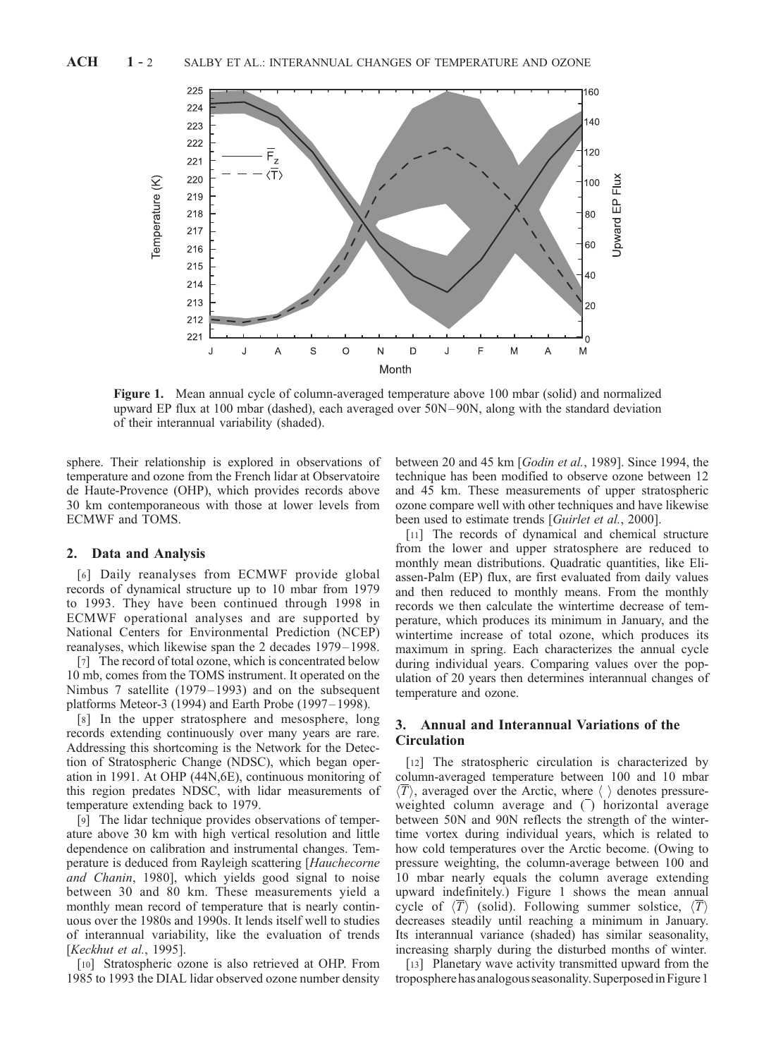**Figure 1.** Mean annual cycle of column-averaged temperature above 100 mbar (solid) and normalized upward EP flux at 100 mbar (dashed), each averaged over 50N–90N, along with the standard deviation of their interannual variability (shaded).

sphere. Their relationship is explored in observations of temperature and ozone from the French lidar at Observatoire de Haute-Provence (OHP), which provides records above 30 km contemporaneous with those at lower levels from ECMWF and TOMS.

## 2. Data and Analysis

[6] Daily reanalyses from ECMWF provide global records of dynamical structure up to 10 mbar from 1979 to 1993. They have been continued through 1998 in ECMWF operational analyses and are supported by National Centers for Environmental Prediction (NCEP) reanalyses, which likewise span the 2 decades 1979–1998.

[7] The record of total ozone, which is concentrated below 10 mb, comes from the TOMS instrument. It operated on the Nimbus 7 satellite (1979–1993) and on the subsequent platforms Meteor-3 (1994) and Earth Probe (1997–1998).

[8] In the upper stratosphere and mesosphere, long records extending continuously over many years are rare. Addressing this shortcoming is the Network for the Detection of Stratospheric Change (NDSC), which began operation in 1991. At OHP (44N,6E), continuous monitoring of this region predates NDSC, with lidar measurements of temperature extending back to 1979.

[9] The lidar technique provides observations of temperature above 30 km with high vertical resolution and little dependence on calibration and instrumental changes. Temperature is deduced from Rayleigh scattering [*Hauchecorne and Chanin*, 1980], which yields good signal to noise between 30 and 80 km. These measurements yield a monthly mean record of temperature that is nearly continuous over the 1980s and 1990s. It lends itself well to studies of interannual variability, like the evaluation of trends [*Keckhut et al.*, 1995].

[10] Stratospheric ozone is also retrieved at OHP. From 1985 to 1993 the DIAL lidar observed ozone number density between 20 and 45 km [*Godin et al.*, 1989]. Since 1994, the technique has been modified to observe ozone between 12 and 45 km. These measurements of upper stratospheric ozone compare well with other techniques and have likewise been used to estimate trends [*Guirlet et al.*, 2000].

[11] The records of dynamical and chemical structure from the lower and upper stratosphere are reduced to monthly mean distributions. Quadratic quantities, like Eliassen-Palm (EP) flux, are first evaluated from daily values and then reduced to monthly means. From the monthly records we then calculate the wintertime decrease of temperature, which produces its minimum in January, and the wintertime increase of total ozone, which produces its maximum in spring. Each characterizes the annual cycle during individual years. Comparing values over the population of 20 years then determines interannual changes of temperature and ozone.

## 3. Annual and Interannual Variations of the Circulation

[12] The stratospheric circulation is characterized by column-averaged temperature between 100 and 10 mbar $\langle \overline{T} \rangle$, averaged over the Arctic, where $\langle\ \rangle$ denotes pressure-weighted column average and $\overline{(\ )}$ horizontal average between 50N and 90N reflects the strength of the wintertime vortex during individual years, which is related to how cold temperatures over the Arctic become. (Owing to pressure weighting, the column-average between 100 and 10 mbar nearly equals the column average extending upward indefinitely.) Figure 1 shows the mean annual cycle of $\langle \overline{T} \rangle$ (solid). Following summer solstice, $\langle \overline{T} \rangle$ decreases steadily until reaching a minimum in January. Its interannual variance (shaded) has similar seasonality, increasing sharply during the disturbed months of winter.

[13] Planetary wave activity transmitted upward from the troposphere has analogous seasonality. Superposed in Figure 1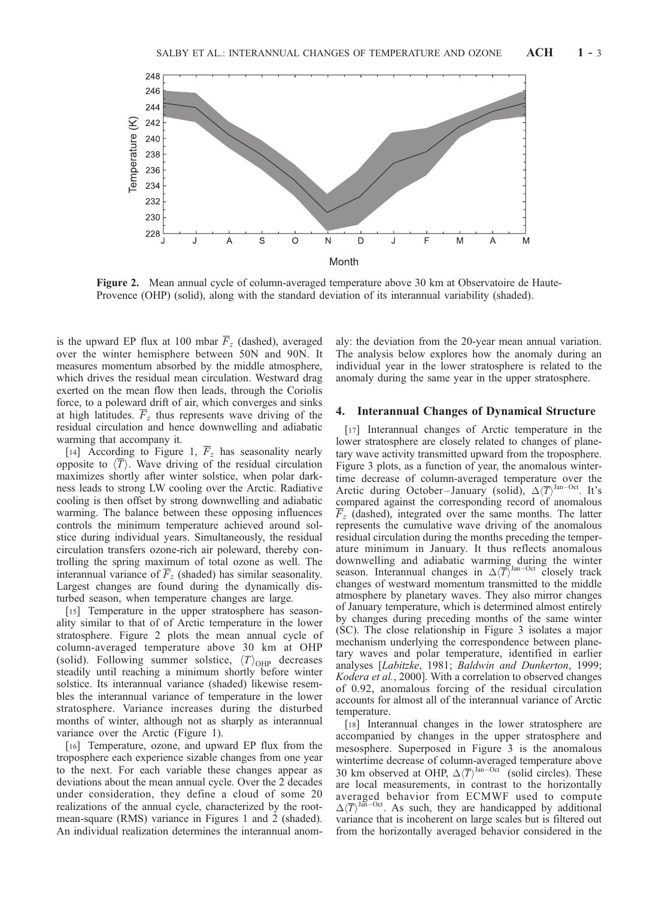**Figure 2.** Mean annual cycle of column-averaged temperature above 30 km at Observatoire de Haute-Provence (OHP) (solid), along with the standard deviation of its interannual variability (shaded).

is the upward EP flux at 100 mbar $\overline{F}_z$ (dashed), averaged over the winter hemisphere between 50N and 90N. It measures momentum absorbed by the middle atmosphere, which drives the residual mean circulation. Westward drag exerted on the mean flow then leads, through the Coriolis force, to a poleward drift of air, which converges and sinks at high latitudes. $\overline{F}_z$ thus represents wave driving of the residual circulation and hence downwelling and adiabatic warming that accompany it.

[14] According to Figure 1, $\overline{F}_z$ has seasonality nearly opposite to $\langle \overline{T} \rangle$. Wave driving of the residual circulation maximizes shortly after winter solstice, when polar darkness leads to strong LW cooling over the Arctic. Radiative cooling is then offset by strong downwelling and adiabatic warming. The balance between these opposing influences controls the minimum temperature achieved around solstice during individual years. Simultaneously, the residual circulation transfers ozone-rich air poleward, thereby controlling the spring maximum of total ozone as well. The interannual variance of $\overline{F}_z$ (shaded) has similar seasonality. Largest changes are found during the dynamically disturbed season, when temperature changes are large.

[15] Temperature in the upper stratosphere has seasonality similar to that of Arctic temperature in the lower stratosphere. Figure 2 plots the mean annual cycle of column-averaged temperature above 30 km at OHP (solid). Following summer solstice, $\langle T \rangle_{\mathrm{OHP}}$ decreases steadily until reaching a minimum shortly before winter solstice. Its interannual variance (shaded) likewise resembles the interannual variance of temperature in the lower stratosphere. Variance increases during the disturbed months of winter, although not as sharply as interannual variance over the Arctic (Figure 1).

[16] Temperature, ozone, and upward EP flux from the troposphere each experience sizable changes from one year to the next. For each variable these changes appear as deviations about the mean annual cycle. Over the 2 decades under consideration, they define a cloud of some 20 realizations of the annual cycle, characterized by the root-mean-square (RMS) variance in Figures 1 and 2 (shaded). An individual realization determines the interannual anomaly: the deviation from the 20-year mean annual variation. The analysis below explores how the anomaly during an individual year in the lower stratosphere is related to the anomaly during the same year in the upper stratosphere.

## 4. Interannual Changes of Dynamical Structure

[17] Interannual changes of Arctic temperature in the lower stratosphere are closely related to changes of planetary wave activity transmitted upward from the troposphere. Figure 3 plots, as a function of year, the anomalous wintertime decrease of column-averaged temperature over the Arctic during October–January (solid), $\Delta\langle \overline{T} \rangle^{\mathrm{Jan-Oct}}$. It's compared against the corresponding record of anomalous $\overline{F}_z$ (dashed), integrated over the same months. The latter represents the cumulative wave driving of the anomalous residual circulation during the months preceding the temperature minimum in January. It thus reflects anomalous downwelling and adiabatic warming during the winter season. Interannual changes in $\Delta\langle \overline{T} \rangle^{\mathrm{Jan-Oct}}$ closely track changes of westward momentum transmitted to the middle atmosphere by planetary waves. They also mirror changes of January temperature, which is determined almost entirely by changes during preceding months of the same winter (SC). The close relationship in Figure 3 isolates a major mechanism underlying the correspondence between planetary waves and polar temperature, identified in earlier analyses [*Labitzke*, 1981; *Baldwin and Dunkerton*, 1999; *Kodera et al.*, 2000]. With a correlation to observed changes of 0.92, anomalous forcing of the residual circulation accounts for almost all of the interannual variance of Arctic temperature.

[18] Interannual changes in the lower stratosphere are accompanied by changes in the upper stratosphere and mesosphere. Superposed in Figure 3 is the anomalous wintertime decrease of column-averaged temperature above 30 km observed at OHP, $\Delta\langle \overline{T} \rangle^{\mathrm{Jan-Oct}}$ (solid circles). These are local measurements, in contrast to the horizontally averaged behavior from ECMWF used to compute $\Delta\langle \overline{T} \rangle^{\mathrm{Jan-Oct}}$. As such, they are handicapped by additional variance that is incoherent on large scales but is filtered out from the horizontally averaged behavior considered in the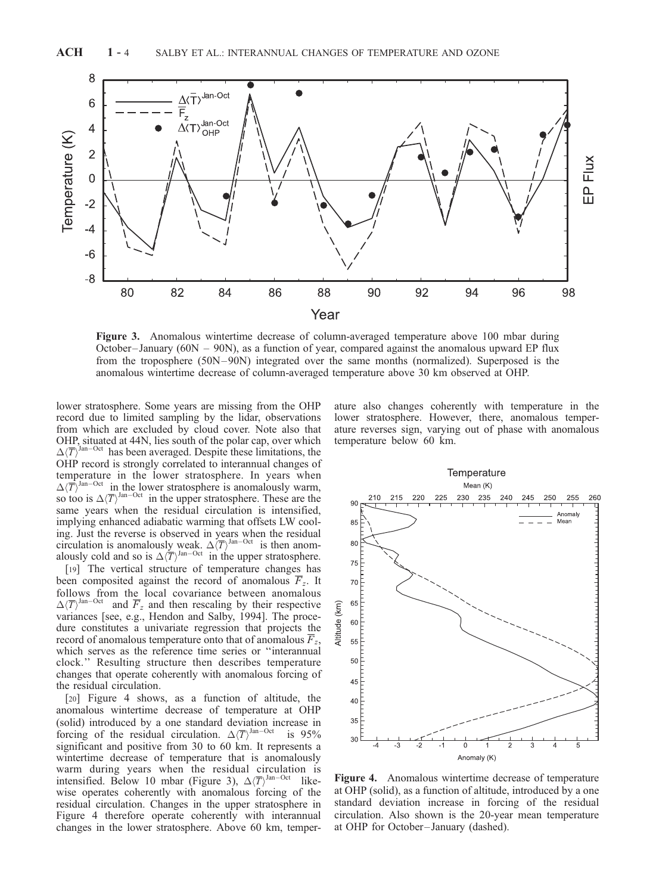**Figure 3.** Anomalous wintertime decrease of column-averaged temperature above 100 mbar during October–January (60N – 90N), as a function of year, compared against the anomalous upward EP flux from the troposphere (50N–90N) integrated over the same months (normalized). Superposed is the anomalous wintertime decrease of column-averaged temperature above 30 km observed at OHP.

lower stratosphere. Some years are missing from the OHP record due to limited sampling by the lidar, observations from which are excluded by cloud cover. Note also that OHP, situated at 44N, lies south of the polar cap, over which $\Delta\langle\overline{T}\rangle^{\text{Jan-Oct}}$ has been averaged. Despite these limitations, the OHP record is strongly correlated to interannual changes of temperature in the lower stratosphere. In years when $\Delta\langle\overline{T}\rangle^{\text{Jan-Oct}}$ in the lower stratosphere is anomalously warm, so too is $\Delta\langle\overline{T}\rangle^{\text{Jan-Oct}}$ in the upper stratosphere. These are the same years when the residual circulation is intensified, implying enhanced adiabatic warming that offsets LW cooling. Just the reverse is observed in years when the residual circulation is anomalously weak. $\Delta\langle\overline{T}\rangle^{\text{Jan-Oct}}$ is then anomalously cold and so is $\Delta\langle\overline{T}\rangle^{\text{Jan-Oct}}$ in the upper stratosphere.

[19] The vertical structure of temperature changes has been composited against the record of anomalous $\overline{F}_z$. It follows from the local covariance between anomalous $\Delta\langle\overline{T}\rangle^{\text{Jan-Oct}}$ and $\overline{F}_z$ and then rescaling by their respective variances [see, e.g., Hendon and Salby, 1994]. The procedure constitutes a univariate regression that projects the record of anomalous temperature onto that of anomalous $\overline{F}_z$, which serves as the reference time series or "interannual clock." Resulting structure then describes temperature changes that operate coherently with anomalous forcing of the residual circulation.

[20] Figure 4 shows, as a function of altitude, the anomalous wintertime decrease of temperature at OHP (solid) introduced by a one standard deviation increase in forcing of the residual circulation. $\Delta\langle\overline{T}\rangle^{\text{Jan-Oct}}$ is 95% significant and positive from 30 to 60 km. It represents a wintertime decrease of temperature that is anomalously warm during years when the residual circulation is intensified. Below 10 mbar (Figure 3), $\Delta\langle\overline{T}\rangle^{\text{Jan-Oct}}$ likewise operates coherently with anomalous forcing of the residual circulation. Changes in the upper stratosphere in Figure 4 therefore operate coherently with interannual changes in the lower stratosphere. Above 60 km, temperature also changes coherently with temperature in the lower stratosphere. However, there, anomalous temperature reverses sign, varying out of phase with anomalous temperature below 60 km.

**Figure 4.** Anomalous wintertime decrease of temperature at OHP (solid), as a function of altitude, introduced by a one standard deviation increase in forcing of the residual circulation. Also shown is the 20-year mean temperature at OHP for October–January (dashed).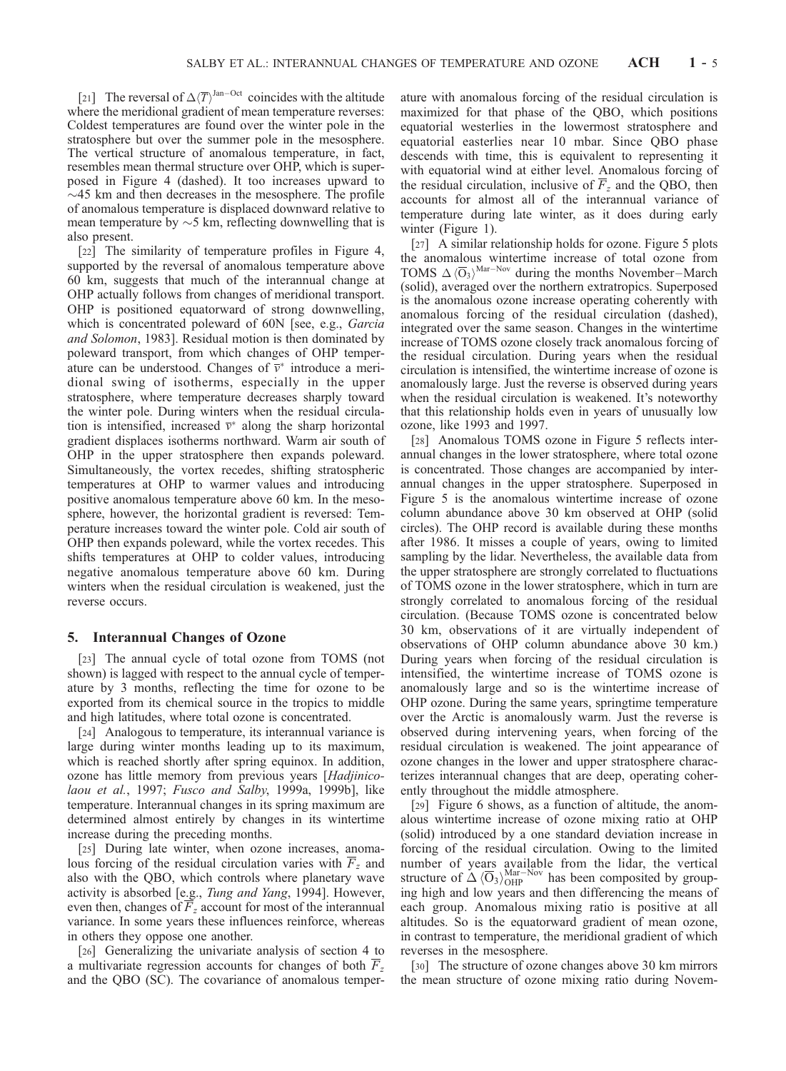[21] The reversal of $\Delta\langle\overline{T}\rangle^{\mathrm{Jan-Oct}}$ coincides with the altitude where the meridional gradient of mean temperature reverses: Coldest temperatures are found over the winter pole in the stratosphere but over the summer pole in the mesosphere. The vertical structure of anomalous temperature, in fact, resembles mean thermal structure over OHP, which is superposed in Figure 4 (dashed). It too increases upward to $\sim$45 km and then decreases in the mesosphere. The profile of anomalous temperature is displaced downward relative to mean temperature by $\sim$5 km, reflecting downwelling that is also present.

[22] The similarity of temperature profiles in Figure 4, supported by the reversal of anomalous temperature above 60 km, suggests that much of the interannual change at OHP actually follows from changes of meridional transport. OHP is positioned equatorward of strong downwelling, which is concentrated poleward of 60N [see, e.g., *Garcia and Solomon*, 1983]. Residual motion is then dominated by poleward transport, from which changes of OHP temperature can be understood. Changes of $\overline{v}^*$ introduce a meridional swing of isotherms, especially in the upper stratosphere, where temperature decreases sharply toward the winter pole. During winters when the residual circulation is intensified, increased $\overline{v}^*$ along the sharp horizontal gradient displaces isotherms northward. Warm air south of OHP in the upper stratosphere then expands poleward. Simultaneously, the vortex recedes, shifting stratospheric temperatures at OHP to warmer values and introducing positive anomalous temperature above 60 km. In the mesosphere, however, the horizontal gradient is reversed: Temperature increases toward the winter pole. Cold air south of OHP then expands poleward, while the vortex recedes. This shifts temperatures at OHP to colder values, introducing negative anomalous temperature above 60 km. During winters when the residual circulation is weakened, just the reverse occurs.

## 5. Interannual Changes of Ozone

[23] The annual cycle of total ozone from TOMS (not shown) is lagged with respect to the annual cycle of temperature by 3 months, reflecting the time for ozone to be exported from its chemical source in the tropics to middle and high latitudes, where total ozone is concentrated.

[24] Analogous to temperature, its interannual variance is large during winter months leading up to its maximum, which is reached shortly after spring equinox. In addition, ozone has little memory from previous years [*Hadjinicolaou et al.*, 1997; *Fusco and Salby*, 1999a, 1999b], like temperature. Interannual changes in its spring maximum are determined almost entirely by changes in its wintertime increase during the preceding months.

[25] During late winter, when ozone increases, anomalous forcing of the residual circulation varies with $\overline{F}_z$ and also with the QBO, which controls where planetary wave activity is absorbed [e.g., *Tung and Yang*, 1994]. However, even then, changes of $\overline{F}_z$ account for most of the interannual variance. In some years these influences reinforce, whereas in others they oppose one another.

[26] Generalizing the univariate analysis of section 4 to a multivariate regression accounts for changes of both $\overline{F}_z$ and the QBO (SC). The covariance of anomalous temperature with anomalous forcing of the residual circulation is maximized for that phase of the QBO, which positions equatorial westerlies in the lowermost stratosphere and equatorial easterlies near 10 mbar. Since QBO phase descends with time, this is equivalent to representing it with equatorial wind at either level. Anomalous forcing of the residual circulation, inclusive of $\overline{F}_z$ and the QBO, then accounts for almost all of the interannual variance of temperature during late winter, as it does during early winter (Figure 1).

[27] A similar relationship holds for ozone. Figure 5 plots the anomalous wintertime increase of total ozone from TOMS $\Delta\langle\overline{\mathrm{O}}_3\rangle^{\mathrm{Mar-Nov}}$ during the months November–March (solid), averaged over the northern extratropics. Superposed is the anomalous ozone increase operating coherently with anomalous forcing of the residual circulation (dashed), integrated over the same season. Changes in the wintertime increase of TOMS ozone closely track anomalous forcing of the residual circulation. During years when the residual circulation is intensified, the wintertime increase of ozone is anomalously large. Just the reverse is observed during years when the residual circulation is weakened. It's noteworthy that this relationship holds even in years of unusually low ozone, like 1993 and 1997.

[28] Anomalous TOMS ozone in Figure 5 reflects interannual changes in the lower stratosphere, where total ozone is concentrated. Those changes are accompanied by interannual changes in the upper stratosphere. Superposed in Figure 5 is the anomalous wintertime increase of ozone column abundance above 30 km observed at OHP (solid circles). The OHP record is available during these months after 1986. It misses a couple of years, owing to limited sampling by the lidar. Nevertheless, the available data from the upper stratosphere are strongly correlated to fluctuations of TOMS ozone in the lower stratosphere, which in turn are strongly correlated to anomalous forcing of the residual circulation. (Because TOMS ozone is concentrated below 30 km, observations of it are virtually independent of observations of OHP column abundance above 30 km.) During years when forcing of the residual circulation is intensified, the wintertime increase of TOMS ozone is anomalously large and so is the wintertime increase of OHP ozone. During the same years, springtime temperature over the Arctic is anomalously warm. Just the reverse is observed during intervening years, when forcing of the residual circulation is weakened. The joint appearance of ozone changes in the lower and upper stratosphere characterizes interannual changes that are deep, operating coherently throughout the middle atmosphere.

[29] Figure 6 shows, as a function of altitude, the anomalous wintertime increase of ozone mixing ratio at OHP (solid) introduced by a one standard deviation increase in forcing of the residual circulation. Owing to the limited number of years available from the lidar, the vertical structure of $\Delta\langle\overline{\mathrm{O}}_3\rangle_{\mathrm{OHP}}^{\mathrm{Mar-Nov}}$ has been composited by grouping high and low years and then differencing the means of each group. Anomalous mixing ratio is positive at all altitudes. So is the equatorward gradient of mean ozone, in contrast to temperature, the meridional gradient of which reverses in the mesosphere.

[30] The structure of ozone changes above 30 km mirrors the mean structure of ozone mixing ratio during Novem-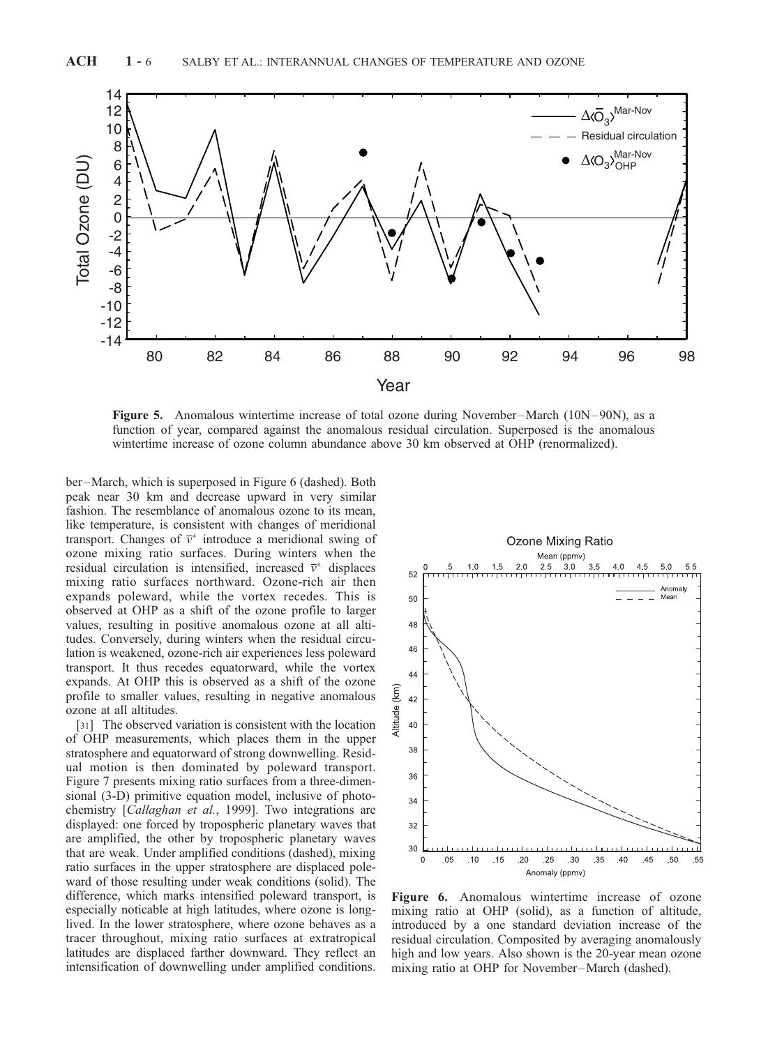**Figure 5.** Anomalous wintertime increase of total ozone during November–March (10N–90N), as a function of year, compared against the anomalous residual circulation. Superposed is the anomalous wintertime increase of ozone column abundance above 30 km observed at OHP (renormalized).

ber–March, which is superposed in Figure 6 (dashed). Both peak near 30 km and decrease upward in very similar fashion. The resemblance of anomalous ozone to its mean, like temperature, is consistent with changes of meridional transport. Changes of $\bar{v}^*$ introduce a meridional swing of ozone mixing ratio surfaces. During winters when the residual circulation is intensified, increased $\bar{v}^*$ displaces mixing ratio surfaces northward. Ozone-rich air then expands poleward, while the vortex recedes. This is observed at OHP as a shift of the ozone profile to larger values, resulting in positive anomalous ozone at all altitudes. Conversely, during winters when the residual circulation is weakened, ozone-rich air experiences less poleward transport. It thus recedes equatorward, while the vortex expands. At OHP this is observed as a shift of the ozone profile to smaller values, resulting in negative anomalous ozone at all altitudes.

[31] The observed variation is consistent with the location of OHP measurements, which places them in the upper stratosphere and equatorward of strong downwelling. Residual motion is then dominated by poleward transport. Figure 7 presents mixing ratio surfaces from a three-dimensional (3-D) primitive equation model, inclusive of photochemistry [*Callaghan et al.*, 1999]. Two integrations are displayed: one forced by tropospheric planetary waves that are amplified, the other by tropospheric planetary waves that are weak. Under amplified conditions (dashed), mixing ratio surfaces in the upper stratosphere are displaced poleward of those resulting under weak conditions (solid). The difference, which marks intensified poleward transport, is especially noticable at high latitudes, where ozone is long-lived. In the lower stratosphere, where ozone behaves as a tracer throughout, mixing ratio surfaces at extratropical latitudes are displaced farther downward. They reflect an intensification of downwelling under amplified conditions.

**Figure 6.** Anomalous wintertime increase of ozone mixing ratio at OHP (solid), as a function of altitude, introduced by a one standard deviation increase of the residual circulation. Composited by averaging anomalously high and low years. Also shown is the 20-year mean ozone mixing ratio at OHP for November–March (dashed).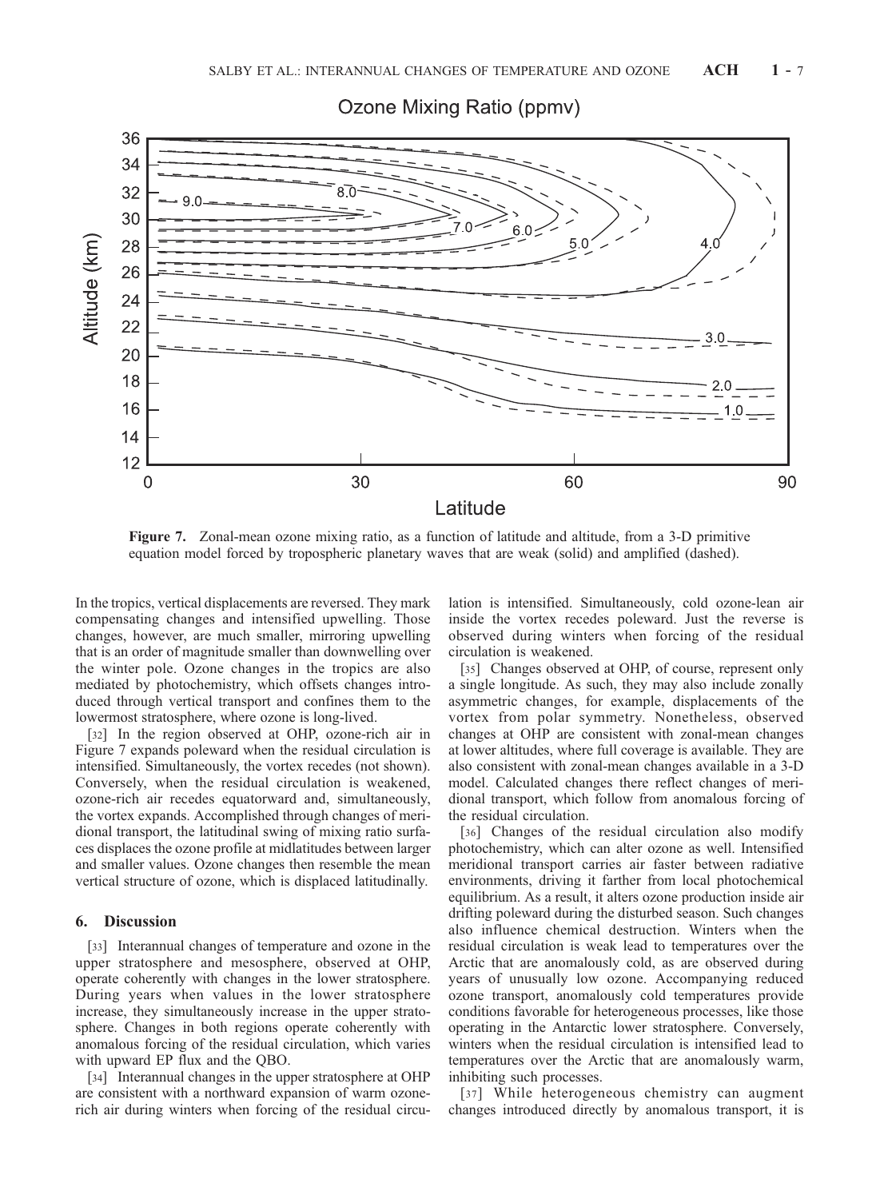Figure 7. Zonal-mean ozone mixing ratio, as a function of latitude and altitude, from a 3-D primitive equation model forced by tropospheric planetary waves that are weak (solid) and amplified (dashed).

In the tropics, vertical displacements are reversed. They mark compensating changes and intensified upwelling. Those changes, however, are much smaller, mirroring upwelling that is an order of magnitude smaller than downwelling over the winter pole. Ozone changes in the tropics are also mediated by photochemistry, which offsets changes introduced through vertical transport and confines them to the lowermost stratosphere, where ozone is long-lived.

[32] In the region observed at OHP, ozone-rich air in Figure 7 expands poleward when the residual circulation is intensified. Simultaneously, the vortex recedes (not shown). Conversely, when the residual circulation is weakened, ozone-rich air recedes equatorward and, simultaneously, the vortex expands. Accomplished through changes of meridional transport, the latitudinal swing of mixing ratio surfaces displaces the ozone profile at midlatitudes between larger and smaller values. Ozone changes then resemble the mean vertical structure of ozone, which is displaced latitudinally.

## 6. Discussion

[33] Interannual changes of temperature and ozone in the upper stratosphere and mesosphere, observed at OHP, operate coherently with changes in the lower stratosphere. During years when values in the lower stratosphere increase, they simultaneously increase in the upper stratosphere. Changes in both regions operate coherently with anomalous forcing of the residual circulation, which varies with upward EP flux and the QBO.

[34] Interannual changes in the upper stratosphere at OHP are consistent with a northward expansion of warm ozone-rich air during winters when forcing of the residual circulation is intensified. Simultaneously, cold ozone-lean air inside the vortex recedes poleward. Just the reverse is observed during winters when forcing of the residual circulation is weakened.

[35] Changes observed at OHP, of course, represent only a single longitude. As such, they may also include zonally asymmetric changes, for example, displacements of the vortex from polar symmetry. Nonetheless, observed changes at OHP are consistent with zonal-mean changes at lower altitudes, where full coverage is available. They are also consistent with zonal-mean changes available in a 3-D model. Calculated changes there reflect changes of meridional transport, which follow from anomalous forcing of the residual circulation.

[36] Changes of the residual circulation also modify photochemistry, which can alter ozone as well. Intensified meridional transport carries air faster between radiative environments, driving it farther from local photochemical equilibrium. As a result, it alters ozone production inside air drifting poleward during the disturbed season. Such changes also influence chemical destruction. Winters when the residual circulation is weak lead to temperatures over the Arctic that are anomalously cold, as are observed during years of unusually low ozone. Accompanying reduced ozone transport, anomalously cold temperatures provide conditions favorable for heterogeneous processes, like those operating in the Antarctic lower stratosphere. Conversely, winters when the residual circulation is intensified lead to temperatures over the Arctic that are anomalously warm, inhibiting such processes.

[37] While heterogeneous chemistry can augment changes introduced directly by anomalous transport, it is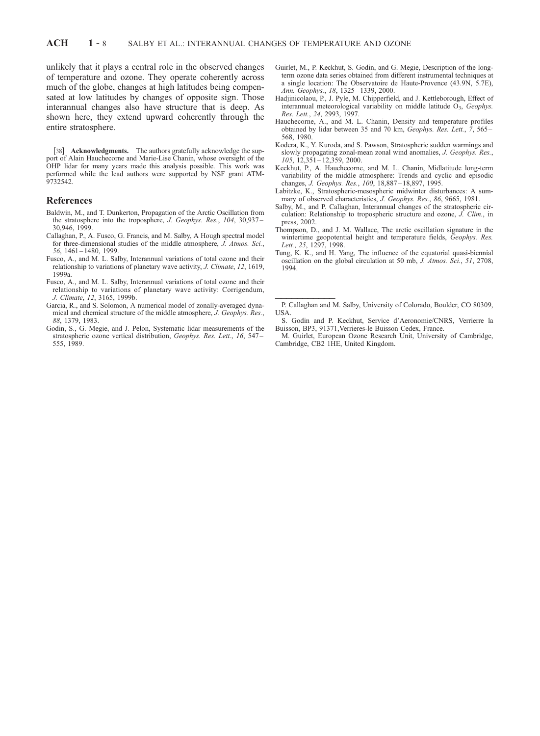unlikely that it plays a central role in the observed changes of temperature and ozone. They operate coherently across much of the globe, changes at high latitudes being compensated at low latitudes by changes of opposite sign. Those interannual changes also have structure that is deep. As shown here, they extend upward coherently through the entire stratosphere.

[38] **Acknowledgments.** The authors gratefully acknowledge the support of Alain Hauchecorne and Marie-Lise Chanin, whose oversight of the OHP lidar for many years made this analysis possible. This work was performed while the lead authors were supported by NSF grant ATM-9732542.

## References

Baldwin, M., and T. Dunkerton, Propagation of the Arctic Oscillation from the stratosphere into the troposphere, *J. Geophys. Res.*, *104*, 30,937–30,946, 1999.

Callaghan, P., A. Fusco, G. Francis, and M. Salby, A Hough spectral model for three-dimensional studies of the middle atmosphere, *J. Atmos. Sci.*, *56*, 1461–1480, 1999.

Fusco, A., and M. L. Salby, Interannual variations of total ozone and their relationship to variations of planetary wave activity, *J. Climate*, *12*, 1619, 1999a.

Fusco, A., and M. L. Salby, Interannual variations of total ozone and their relationship to variations of planetary wave activity: Corrigendum, *J. Climate*, *12*, 3165, 1999b.

Garcia, R., and S. Solomon, A numerical model of zonally-averaged dynamical and chemical structure of the middle atmosphere, *J. Geophys. Res.*, *88*, 1379, 1983.

Godin, S., G. Megie, and J. Pelon, Systematic lidar measurements of the stratospheric ozone vertical distribution, *Geophys. Res. Lett.*, *16*, 547–555, 1989.

Guirlet, M., P. Keckhut, S. Godin, and G. Megie, Description of the long-term ozone data series obtained from different instrumental techniques at a single location: The Observatoire de Haute-Provence (43.9N, 5.7E), *Ann. Geophys.*, *18*, 1325–1339, 2000.

Hadjinicolaou, P., J. Pyle, M. Chipperfield, and J. Kettleborough, Effect of interannual meteorological variability on middle latitude $O_3$, *Geophys. Res. Lett.*, *24*, 2993, 1997.

Hauchecorne, A., and M. L. Chanin, Density and temperature profiles obtained by lidar between 35 and 70 km, *Geophys. Res. Lett.*, *7*, 565–568, 1980.

Kodera, K., Y. Kuroda, and S. Pawson, Stratospheric sudden warmings and slowly propagating zonal-mean zonal wind anomalies, *J. Geophys. Res.*, *105*, 12,351–12,359, 2000.

Keckhut, P., A. Hauchecorne, and M. L. Chanin, Midlatitude long-term variability of the middle atmosphere: Trends and cyclic and episodic changes, *J. Geophys. Res.*, *100*, 18,887–18,897, 1995.

Labitzke, K., Stratospheric-mesospheric midwinter disturbances: A summary of observed characteristics, *J. Geophys. Res.*, *86*, 9665, 1981.

Salby, M., and P. Callaghan, Interannual changes of the stratospheric circulation: Relationship to tropospheric structure and ozone, *J. Clim.*, in press, 2002.

Thompson, D., and J. M. Wallace, The arctic oscillation signature in the wintertime geopotential height and temperature fields, *Geophys. Res. Lett.*, *25*, 1297, 1998.

Tung, K. K., and H. Yang, The influence of the equatorial quasi-biennial oscillation on the global circulation at 50 mb, *J. Atmos. Sci.*, *51*, 2708, 1994.

---

P. Callaghan and M. Salby, University of Colorado, Boulder, CO 80309, USA.

S. Godin and P. Keckhut, Service d'Aeronomie/CNRS, Verrierre la Buisson, BP3, 91371,Verrieres-le Buisson Cedex, France.

M. Guirlet, European Ozone Research Unit, University of Cambridge, Cambridge, CB2 1HE, United Kingdom.